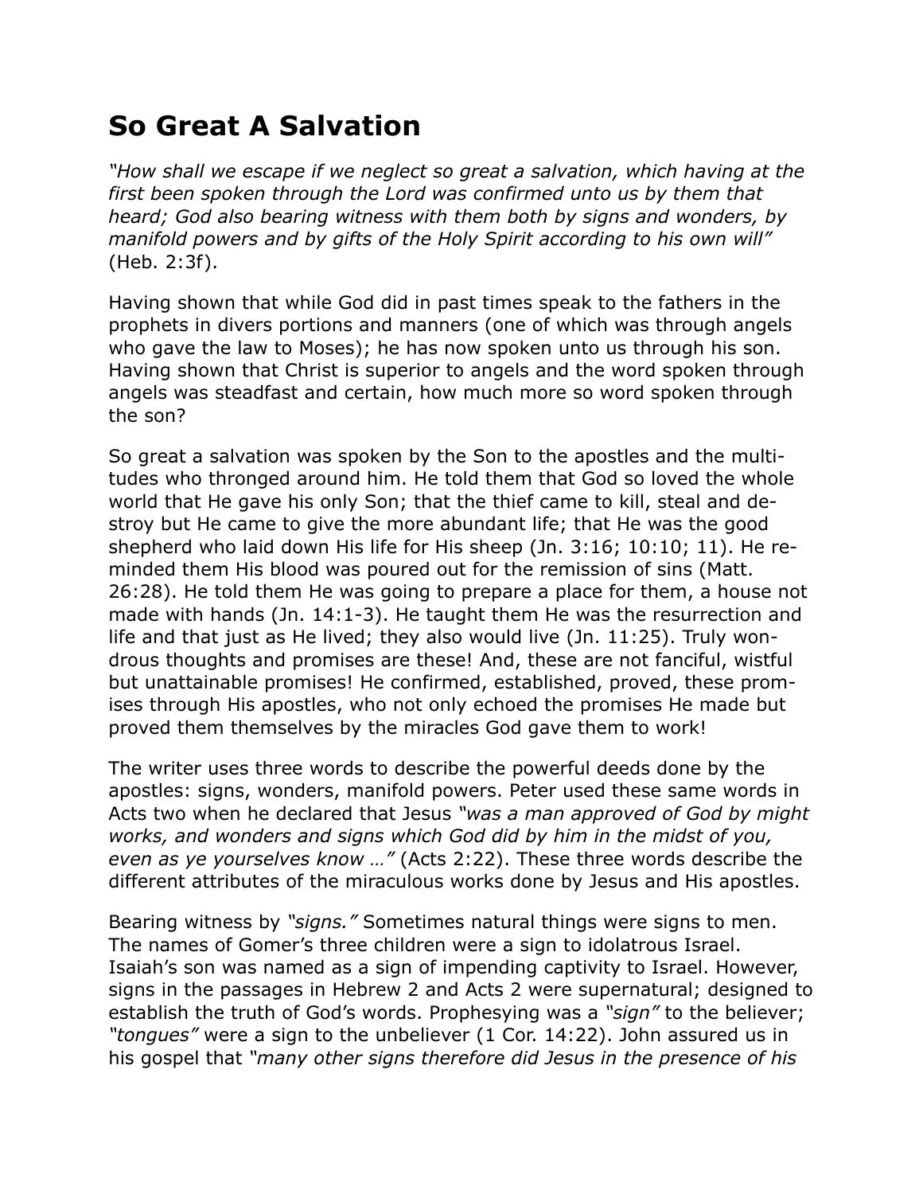# So Great A Salvation

*"How shall we escape if we neglect so great a salvation, which having at the first been spoken through the Lord was confirmed unto us by them that heard; God also bearing witness with them both by signs and wonders, by manifold powers and by gifts of the Holy Spirit according to his own will"* (Heb. 2:3f).

Having shown that while God did in past times speak to the fathers in the prophets in divers portions and manners (one of which was through angels who gave the law to Moses); he has now spoken unto us through his son. Having shown that Christ is superior to angels and the word spoken through angels was steadfast and certain, how much more so word spoken through the son?

So great a salvation was spoken by the Son to the apostles and the multitudes who thronged around him. He told them that God so loved the whole world that He gave his only Son; that the thief came to kill, steal and destroy but He came to give the more abundant life; that He was the good shepherd who laid down His life for His sheep (Jn. 3:16; 10:10; 11). He reminded them His blood was poured out for the remission of sins (Matt. 26:28). He told them He was going to prepare a place for them, a house not made with hands (Jn. 14:1-3). He taught them He was the resurrection and life and that just as He lived; they also would live (Jn. 11:25). Truly wondrous thoughts and promises are these! And, these are not fanciful, wistful but unattainable promises! He confirmed, established, proved, these promises through His apostles, who not only echoed the promises He made but proved them themselves by the miracles God gave them to work!

The writer uses three words to describe the powerful deeds done by the apostles: signs, wonders, manifold powers. Peter used these same words in Acts two when he declared that Jesus *"was a man approved of God by might works, and wonders and signs which God did by him in the midst of you, even as ye yourselves know …"* (Acts 2:22). These three words describe the different attributes of the miraculous works done by Jesus and His apostles.

Bearing witness by *"signs."* Sometimes natural things were signs to men. The names of Gomer's three children were a sign to idolatrous Israel. Isaiah's son was named as a sign of impending captivity to Israel. However, signs in the passages in Hebrew 2 and Acts 2 were supernatural; designed to establish the truth of God's words. Prophesying was a *"sign"* to the believer; *"tongues"* were a sign to the unbeliever (1 Cor. 14:22). John assured us in his gospel that *"many other signs therefore did Jesus in the presence of his*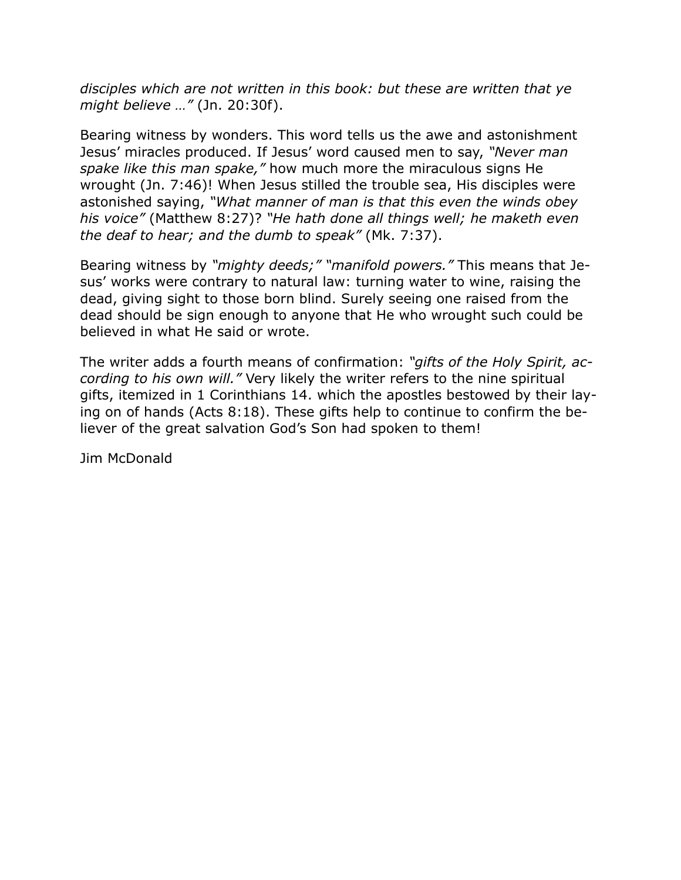*disciples which are not written in this book: but these are written that ye might believe …"* (Jn. 20:30f).

Bearing witness by wonders. This word tells us the awe and astonishment Jesus' miracles produced. If Jesus' word caused men to say, *"Never man spake like this man spake,"* how much more the miraculous signs He wrought (Jn. 7:46)! When Jesus stilled the trouble sea, His disciples were astonished saying, *"What manner of man is that this even the winds obey his voice"* (Matthew 8:27)? *"He hath done all things well; he maketh even the deaf to hear; and the dumb to speak"* (Mk. 7:37).

Bearing witness by *"mighty deeds;" "manifold powers."* This means that Jesus' works were contrary to natural law: turning water to wine, raising the dead, giving sight to those born blind. Surely seeing one raised from the dead should be sign enough to anyone that He who wrought such could be believed in what He said or wrote.

The writer adds a fourth means of confirmation: *"gifts of the Holy Spirit, according to his own will."* Very likely the writer refers to the nine spiritual gifts, itemized in 1 Corinthians 14. which the apostles bestowed by their laying on of hands (Acts 8:18). These gifts help to continue to confirm the believer of the great salvation God's Son had spoken to them!

Jim McDonald